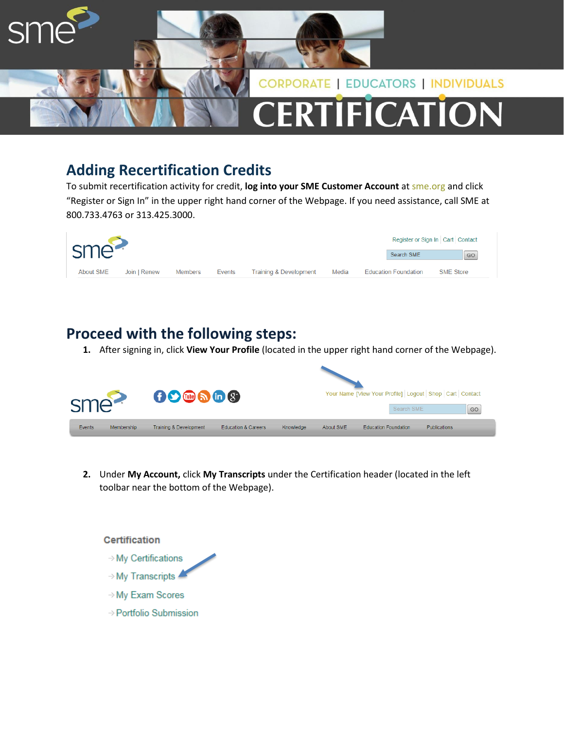CORPORATE | EDUCATORS | INDIVIDUALS

# CERTIFICATION

## Adding Recertification Credits

To submit recertification activity for credit, **log into your SME Customer Account** at sme.org and click "Register or Sign In" in the upper right hand corner of the Webpage. If you need assistance, call SME at 800.733.4763 or 313.425.3000.

## Proceed with the following steps:

1. After signing in, click **View Your Profile** (located in the upper right hand corner of the Webpage).

2. Under **My Account,** click **My Transcripts** under the Certification header (located in the left toolbar near the bottom of the Webpage).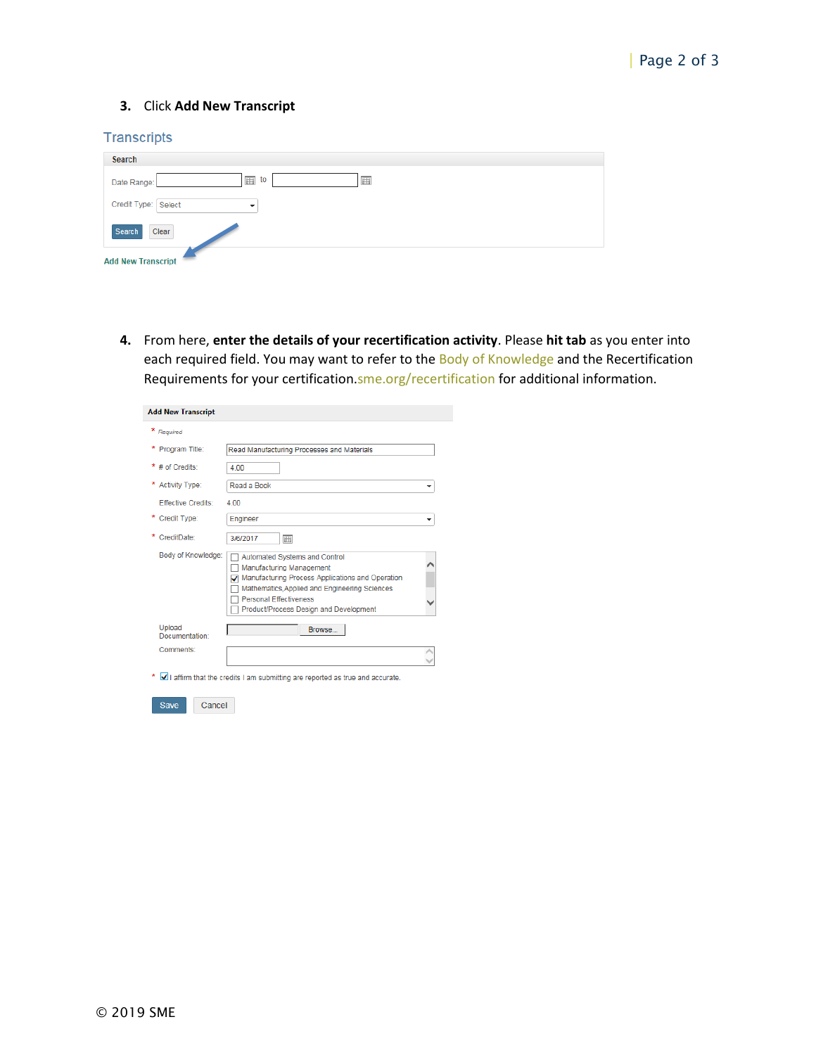3. Click **Add New Transcript**

Transcripts

Search

Date Range: to

Credit Type: Select

Search Clear

Add New Transcript

4. From here, **enter the details of your recertification activity**. Please **hit tab** as you enter into each required field. You may want to refer to the Body of Knowledge and the Recertification Requirements for your certification.sme.org/recertification for additional information.

Add New Transcript

\* Required

\* Program Title: Read Manufacturing Processes and Materials

\* # of Credits: 4.00

\* Activity Type: Read a Book

Effective Credits: 4.00

\* Credit Type: Engineer

\* CreditDate: 3/6/2017

Body of Knowledge:
- [ ] Automated Systems and Control
- [ ] Manufacturing Management
- [x] Manufacturing Process Applications and Operation
- [ ] Mathematics,Applied and Engineering Sciences
- [ ] Personal Effectiveness
- [ ] Product/Process Design and Development

Upload Documentation: Browse...

Comments:

\* [x] I affirm that the credits I am submitting are reported as true and accurate.

Save Cancel

© 2019 SME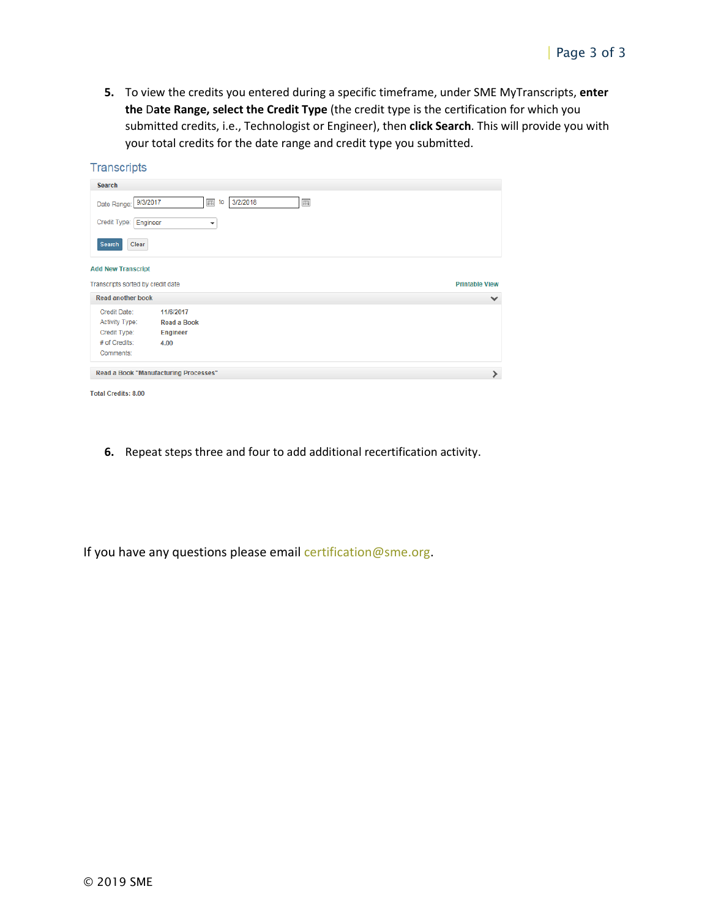5. To view the credits you entered during a specific timeframe, under SME MyTranscripts, **enter the** Date Range**, select the Credit Type** (the credit type is the certification for which you submitted credits, i.e., Technologist or Engineer), then **click Search**. This will provide you with your total credits for the date range and credit type you submitted.

Transcripts

Search

Date Range: 9/3/2017 to 3/2/2018

Credit Type: Engineer

Search Clear

Add New Transcript

Transcripts sorted by credit date

Printable View

Read another book

Credit Date: 11/6/2017
Activity Type: Read a Book
Credit Type: Engineer
# of Credits: 4.00
Comments:

Read a Book "Manufacturing Processes"

Total Credits: 8.00

6. Repeat steps three and four to add additional recertification activity.

If you have any questions please email certification@sme.org.

© 2019 SME